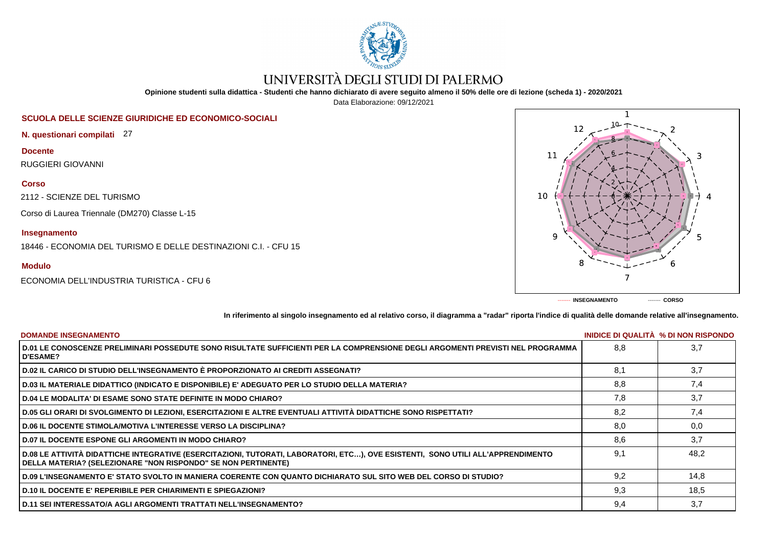# UNIVERSITÀ DEGLI STUDI DI PALERMO

**Opinione studenti sulla didattica - Studenti che hanno dichiarato di avere seguito almeno il 50% delle ore di lezione (scheda 1) - 2020/2021**

Data Elaborazione: 09/12/2021

## SCUOLA DELLE SCIENZE GIURIDICHE ED ECONOMICO-SOCIALI

**N. questionari compilati** 27

**Docente**

RUGGIERI GIOVANNI

**Corso**

2112 - SCIENZE DEL TURISMO

Corso di Laurea Triennale (DM270) Classe L-15

**Insegnamento**

18446 - ECONOMIA DEL TURISMO E DELLE DESTINAZIONI C.I. - CFU 15

**Modulo**

ECONOMIA DELL'INDUSTRIA TURISTICA - CFU 6

------- **INSEGNAMENTO** ------- **CORSO**

**In riferimento al singolo insegnamento ed al relativo corso, il diagramma a "radar" riporta l'indice di qualità delle domande relative all'insegnamento.**

| DOMANDE INSEGNAMENTO | INDICE DI QUALITÀ | % DI NON RISPONDO |
|---|---|---|
| D.01 LE CONOSCENZE PRELIMINARI POSSEDUTE SONO RISULTATE SUFFICIENTI PER LA COMPRENSIONE DEGLI ARGOMENTI PREVISTI NEL PROGRAMMA D'ESAME? | 8,8 | 3,7 |
| D.02 IL CARICO DI STUDIO DELL'INSEGNAMENTO È PROPORZIONATO AI CREDITI ASSEGNATI? | 8,1 | 3,7 |
| D.03 IL MATERIALE DIDATTICO (INDICATO E DISPONIBILE) E' ADEGUATO PER LO STUDIO DELLA MATERIA? | 8,8 | 7,4 |
| D.04 LE MODALITA' DI ESAME SONO STATE DEFINITE IN MODO CHIARO? | 7,8 | 3,7 |
| D.05 GLI ORARI DI SVOLGIMENTO DI LEZIONI, ESERCITAZIONI E ALTRE EVENTUALI ATTIVITÀ DIDATTICHE SONO RISPETTATI? | 8,2 | 7,4 |
| D.06 IL DOCENTE STIMOLA/MOTIVA L'INTERESSE VERSO LA DISCIPLINA? | 8,0 | 0,0 |
| D.07 IL DOCENTE ESPONE GLI ARGOMENTI IN MODO CHIARO? | 8,6 | 3,7 |
| D.08 LE ATTIVITÀ DIDATTICHE INTEGRATIVE (ESERCITAZIONI, TUTORATI, LABORATORI, ETC…), OVE ESISTENTI, SONO UTILI ALL'APPRENDIMENTO DELLA MATERIA? (SELEZIONARE "NON RISPONDO" SE NON PERTINENTE) | 9,1 | 48,2 |
| D.09 L'INSEGNAMENTO E' STATO SVOLTO IN MANIERA COERENTE CON QUANTO DICHIARATO SUL SITO WEB DEL CORSO DI STUDIO? | 9,2 | 14,8 |
| D.10 IL DOCENTE E' REPERIBILE PER CHIARIMENTI E SPIEGAZIONI? | 9,3 | 18,5 |
| D.11 SEI INTERESSATO/A AGLI ARGOMENTI TRATTATI NELL'INSEGNAMENTO? | 9,4 | 3,7 |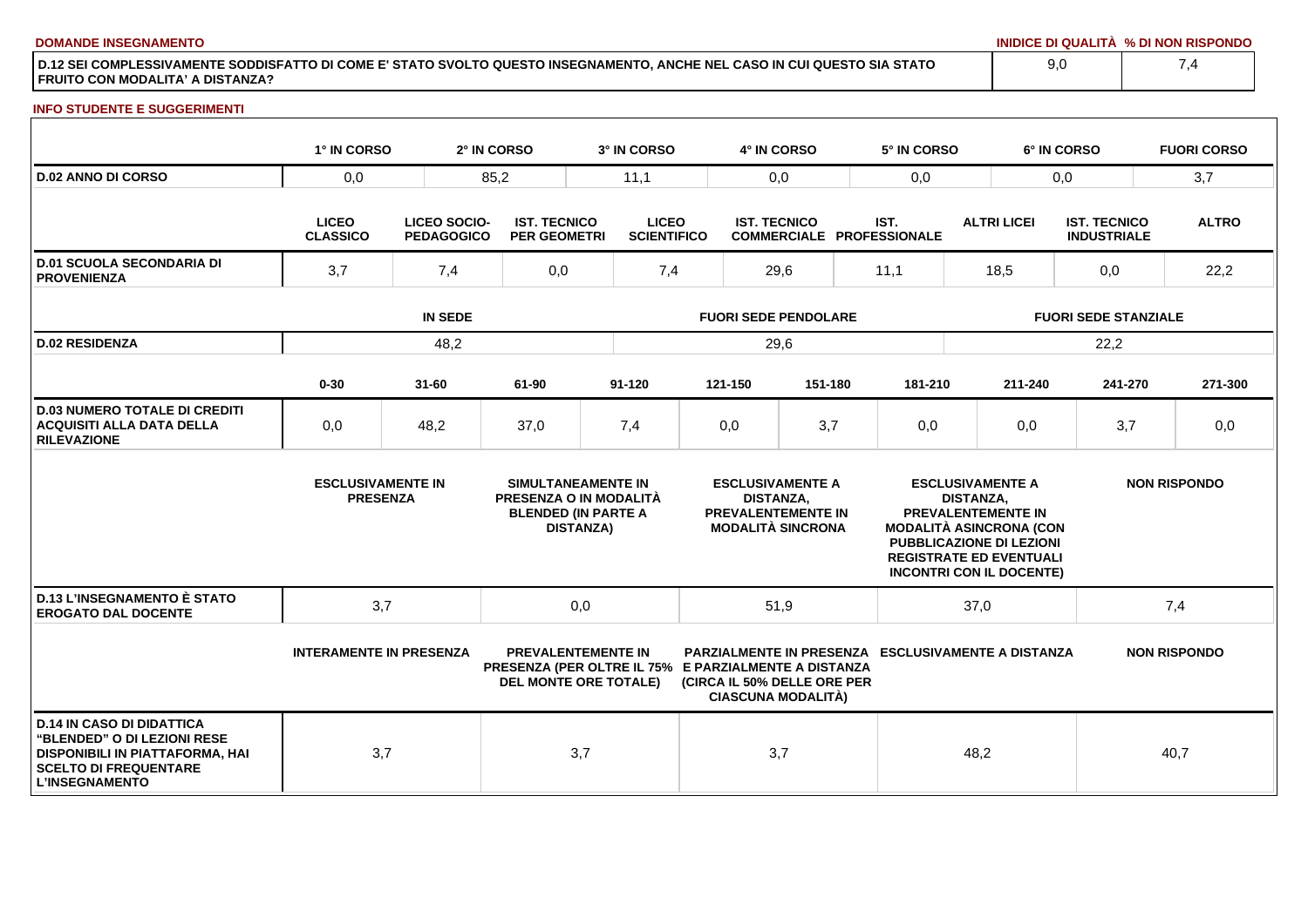**DOMANDE INSEGNAMENTO**

| | INIDICE DI QUALITÀ | % DI NON RISPONDO |
|---|---|---|
| D.12 SEI COMPLESSIVAMENTE SODDISFATTO DI COME E' STATO SVOLTO QUESTO INSEGNAMENTO, ANCHE NEL CASO IN CUI QUESTO SIA STATO FRUITO CON MODALITA' A DISTANZA? | 9,0 | 7,4 |

**INFO STUDENTE E SUGGERIMENTI**

| | 1° IN CORSO | 2° IN CORSO | 3° IN CORSO | 4° IN CORSO | 5° IN CORSO | 6° IN CORSO | FUORI CORSO |
|---|---|---|---|---|---|---|---|
| D.02 ANNO DI CORSO | 0,0 | 85,2 | 11,1 | 0,0 | 0,0 | 0,0 | 3,7 |

| | LICEO CLASSICO | LICEO SOCIO-PEDAGOGICO | IST. TECNICO PER GEOMETRI | LICEO SCIENTIFICO | IST. TECNICO COMMERCIALE | IST. PROFESSIONALE | ALTRI LICEI | IST. TECNICO INDUSTRIALE | ALTRO |
|---|---|---|---|---|---|---|---|---|---|
| D.01 SCUOLA SECONDARIA DI PROVENIENZA | 3,7 | 7,4 | 0,0 | 7,4 | 29,6 | 11,1 | 18,5 | 0,0 | 22,2 |

| | IN SEDE | FUORI SEDE PENDOLARE | FUORI SEDE STANZIALE |
|---|---|---|---|
| D.02 RESIDENZA | 48,2 | 29,6 | 22,2 |

| | 0-30 | 31-60 | 61-90 | 91-120 | 121-150 | 151-180 | 181-210 | 211-240 | 241-270 | 271-300 |
|---|---|---|---|---|---|---|---|---|---|---|
| D.03 NUMERO TOTALE DI CREDITI ACQUISITI ALLA DATA DELLA RILEVAZIONE | 0,0 | 48,2 | 37,0 | 7,4 | 0,0 | 3,7 | 0,0 | 0,0 | 3,7 | 0,0 |

| | ESCLUSIVAMENTE IN PRESENZA | SIMULTANEAMENTE IN PRESENZA O IN MODALITÀ BLENDED (IN PARTE A DISTANZA) | ESCLUSIVAMENTE A DISTANZA, PREVALENTEMENTE IN MODALITÀ SINCRONA | ESCLUSIVAMENTE A DISTANZA, PREVALENTEMENTE IN MODALITÀ ASINCRONA (CON PUBBLICAZIONE DI LEZIONI REGISTRATE ED EVENTUALI INCONTRI CON IL DOCENTE) | NON RISPONDO |
|---|---|---|---|---|---|
| D.13 L'INSEGNAMENTO È STATO EROGATO DAL DOCENTE | 3,7 | 0,0 | 51,9 | 37,0 | 7,4 |

| | INTERAMENTE IN PRESENZA | PREVALENTEMENTE IN PRESENZA (PER OLTRE IL 75% DEL MONTE ORE TOTALE) | PARZIALMENTE IN PRESENZA E PARZIALMENTE A DISTANZA (CIRCA IL 50% DELLE ORE PER CIASCUNA MODALITÀ) | ESCLUSIVAMENTE A DISTANZA | NON RISPONDO |
|---|---|---|---|---|---|
| D.14 IN CASO DI DIDATTICA "BLENDED" O DI LEZIONI RESE DISPONIBILI IN PIATTAFORMA, HAI SCELTO DI FREQUENTARE L'INSEGNAMENTO | 3,7 | 3,7 | 3,7 | 48,2 | 40,7 |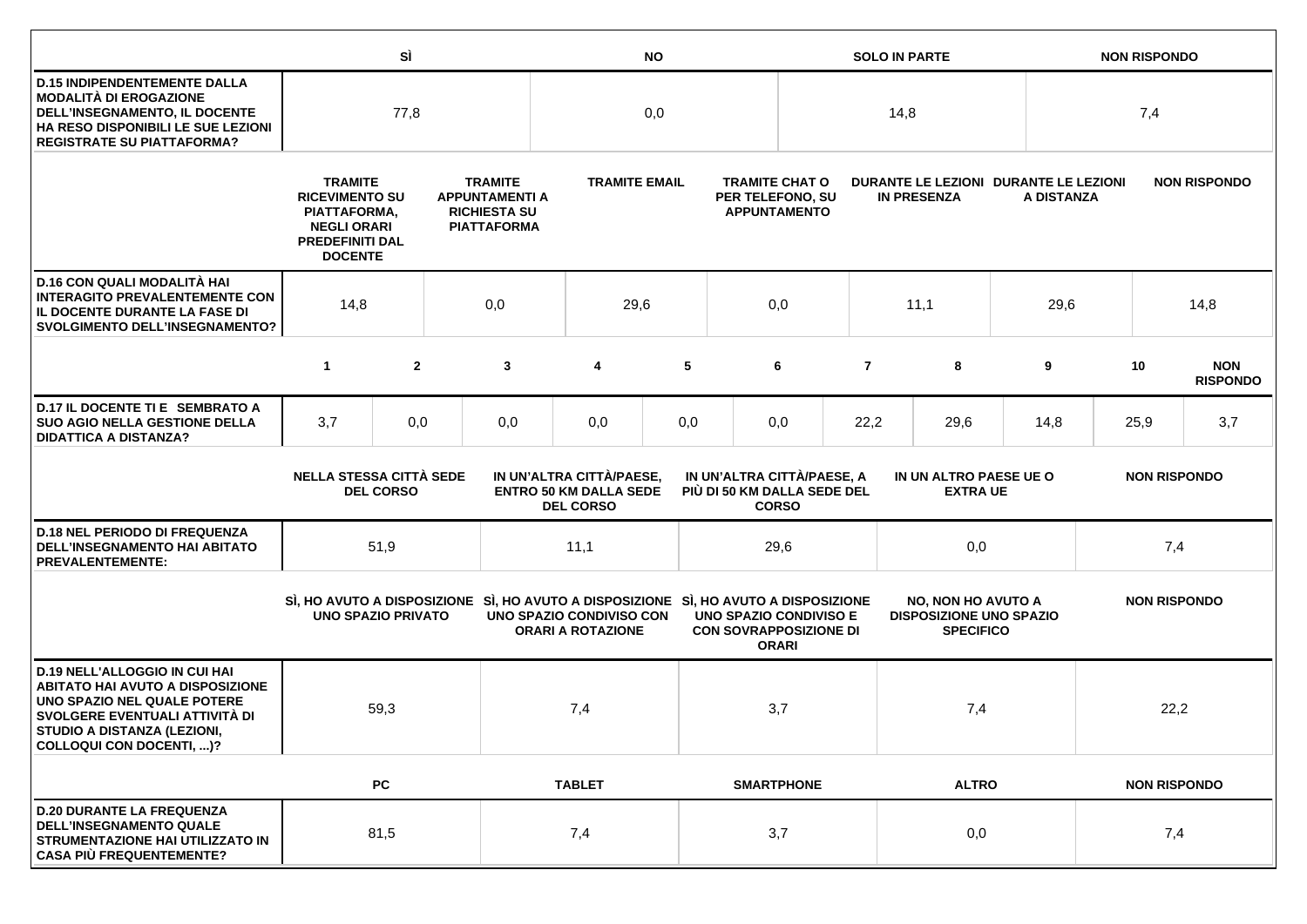| | SÌ | NO | SOLO IN PARTE | NON RISPONDO |
|---|---|---|---|---|
| **D.15 INDIPENDENTEMENTE DALLA MODALITÀ DI EROGAZIONE DELL'INSEGNAMENTO, IL DOCENTE HA RESO DISPONIBILI LE SUE LEZIONI REGISTRATE SU PIATTAFORMA?** | 77,8 | 0,0 | 14,8 | 7,4 |

| | TRAMITE RICEVIMENTO SU PIATTAFORMA, NEGLI ORARI PREDEFINITI DAL DOCENTE | TRAMITE APPUNTAMENTI A RICHIESTA SU PIATTAFORMA | TRAMITE EMAIL | TRAMITE CHAT O PER TELEFONO, SU APPUNTAMENTO | DURANTE LE LEZIONI IN PRESENZA | DURANTE LE LEZIONI A DISTANZA | NON RISPONDO |
|---|---|---|---|---|---|---|---|
| **D.16 CON QUALI MODALITÀ HAI INTERAGITO PREVALENTEMENTE CON IL DOCENTE DURANTE LA FASE DI SVOLGIMENTO DELL'INSEGNAMENTO?** | 14,8 | 0,0 | 29,6 | 0,0 | 11,1 | 29,6 | 14,8 |

| | 1 | 2 | 3 | 4 | 5 | 6 | 7 | 8 | 9 | 10 | NON RISPONDO |
|---|---|---|---|---|---|---|---|---|---|---|---|
| **D.17 IL DOCENTE TI E SEMBRATO A SUO AGIO NELLA GESTIONE DELLA DIDATTICA A DISTANZA?** | 3,7 | 0,0 | 0,0 | 0,0 | 0,0 | 0,0 | 22,2 | 29,6 | 14,8 | 25,9 | 3,7 |

| | NELLA STESSA CITTÀ SEDE DEL CORSO | IN UN'ALTRA CITTÀ/PAESE, ENTRO 50 KM DALLA SEDE DEL CORSO | IN UN'ALTRA CITTÀ/PAESE, A PIÙ DI 50 KM DALLA SEDE DEL CORSO | IN UN ALTRO PAESE UE O EXTRA UE | NON RISPONDO |
|---|---|---|---|---|---|
| **D.18 NEL PERIODO DI FREQUENZA DELL'INSEGNAMENTO HAI ABITATO PREVALENTEMENTE:** | 51,9 | 11,1 | 29,6 | 0,0 | 7,4 |

| | SÌ, HO AVUTO A DISPOSIZIONE UNO SPAZIO PRIVATO | SÌ, HO AVUTO A DISPOSIZIONE UNO SPAZIO CONDIVISO CON ORARI A ROTAZIONE | SÌ, HO AVUTO A DISPOSIZIONE UNO SPAZIO CONDIVISO E CON SOVRAPPOSIZIONE DI ORARI | NO, NON HO AVUTO A DISPOSIZIONE UNO SPAZIO SPECIFICO | NON RISPONDO |
|---|---|---|---|---|---|
| **D.19 NELL'ALLOGGIO IN CUI HAI ABITATO HAI AVUTO A DISPOSIZIONE UNO SPAZIO NEL QUALE POTERE SVOLGERE EVENTUALI ATTIVITÀ DI STUDIO A DISTANZA (LEZIONI, COLLOQUI CON DOCENTI, ...)?** | 59,3 | 7,4 | 3,7 | 7,4 | 22,2 |

| | PC | TABLET | SMARTPHONE | ALTRO | NON RISPONDO |
|---|---|---|---|---|---|
| **D.20 DURANTE LA FREQUENZA DELL'INSEGNAMENTO QUALE STRUMENTAZIONE HAI UTILIZZATO IN CASA PIÙ FREQUENTEMENTE?** | 81,5 | 7,4 | 3,7 | 0,0 | 7,4 |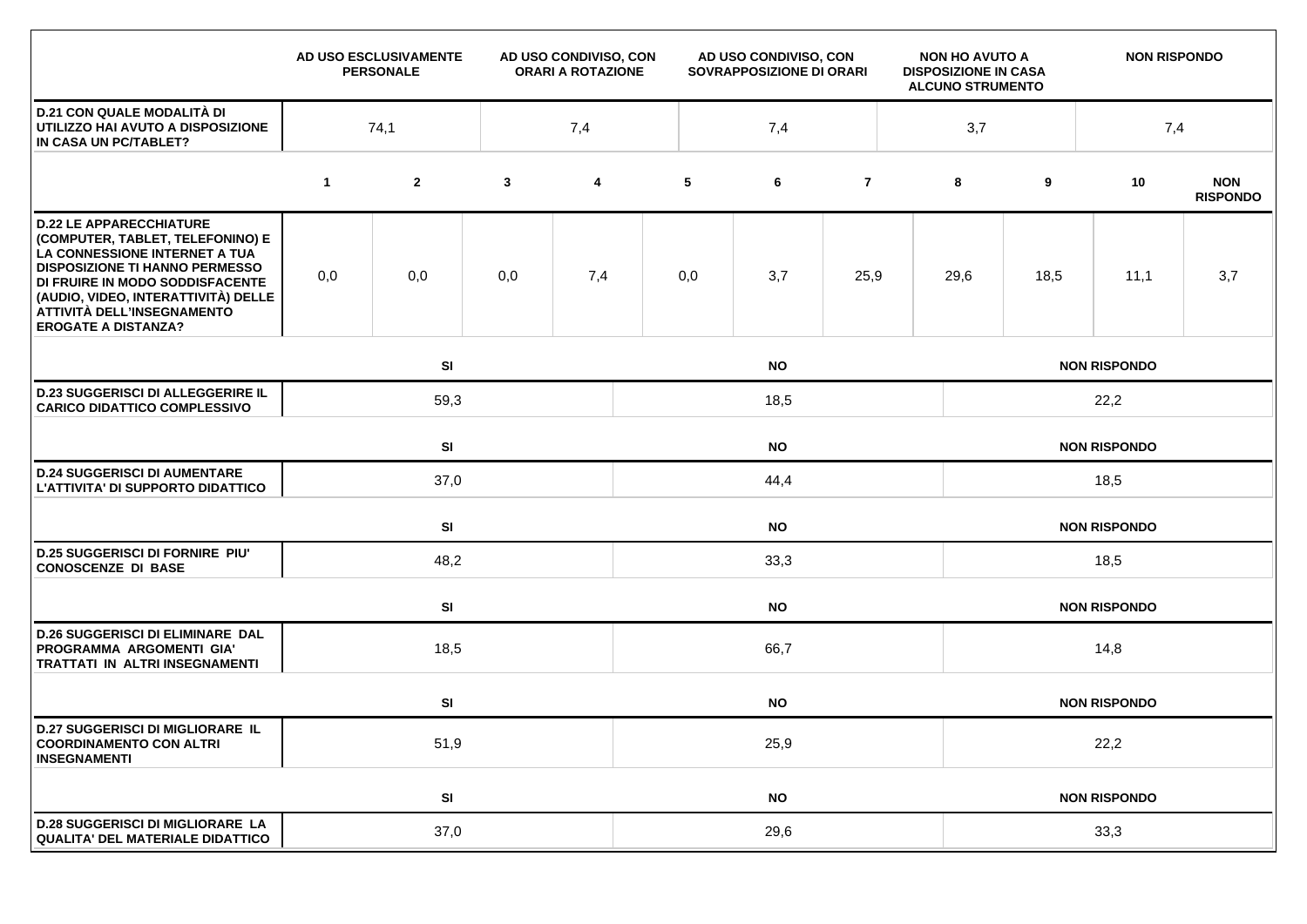| | AD USO ESCLUSIVAMENTE PERSONALE | AD USO CONDIVISO, CON ORARI A ROTAZIONE | AD USO CONDIVISO, CON SOVRAPPOSIZIONE DI ORARI | NON HO AVUTO A DISPOSIZIONE IN CASA ALCUNO STRUMENTO | NON RISPONDO |
|---|---|---|---|---|---|
| **D.21 CON QUALE MODALITÀ DI UTILIZZO HAI AVUTO A DISPOSIZIONE IN CASA UN PC/TABLET?** | 74,1 | 7,4 | 7,4 | 3,7 | 7,4 |

| | 1 | 2 | 3 | 4 | 5 | 6 | 7 | 8 | 9 | 10 | NON RISPONDO |
|---|---|---|---|---|---|---|---|---|---|---|---|
| **D.22 LE APPARECCHIATURE (COMPUTER, TABLET, TELEFONINO) E LA CONNESSIONE INTERNET A TUA DISPOSIZIONE TI HANNO PERMESSO DI FRUIRE IN MODO SODDISFACENTE (AUDIO, VIDEO, INTERATTIVITÀ) DELLE ATTIVITÀ DELL'INSEGNAMENTO EROGATE A DISTANZA?** | 0,0 | 0,0 | 0,0 | 7,4 | 0,0 | 3,7 | 25,9 | 29,6 | 18,5 | 11,1 | 3,7 |

| | SI | NO | NON RISPONDO |
|---|---|---|---|
| **D.23 SUGGERISCI DI ALLEGGERIRE IL CARICO DIDATTICO COMPLESSIVO** | 59,3 | 18,5 | 22,2 |
| **D.24 SUGGERISCI DI AUMENTARE L'ATTIVITA' DI SUPPORTO DIDATTICO** | 37,0 | 44,4 | 18,5 |
| **D.25 SUGGERISCI DI FORNIRE PIU' CONOSCENZE DI BASE** | 48,2 | 33,3 | 18,5 |
| **D.26 SUGGERISCI DI ELIMINARE DAL PROGRAMMA ARGOMENTI GIA' TRATTATI IN ALTRI INSEGNAMENTI** | 18,5 | 66,7 | 14,8 |
| **D.27 SUGGERISCI DI MIGLIORARE IL COORDINAMENTO CON ALTRI INSEGNAMENTI** | 51,9 | 25,9 | 22,2 |
| **D.28 SUGGERISCI DI MIGLIORARE LA QUALITA' DEL MATERIALE DIDATTICO** | 37,0 | 29,6 | 33,3 |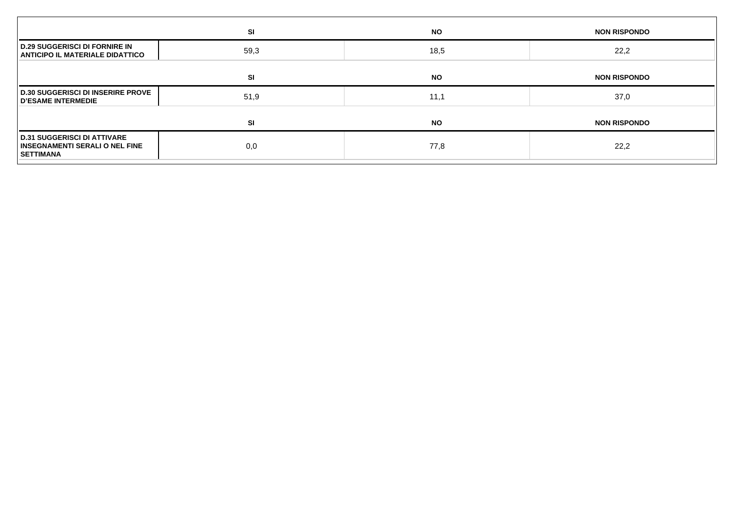| | SI | NO | NON RISPONDO |
|---|---|---|---|
| **D.29 SUGGERISCI DI FORNIRE IN ANTICIPO IL MATERIALE DIDATTICO** | 59,3 | 18,5 | 22,2 |

| | SI | NO | NON RISPONDO |
|---|---|---|---|
| **D.30 SUGGERISCI DI INSERIRE PROVE D'ESAME INTERMEDIE** | 51,9 | 11,1 | 37,0 |

| | SI | NO | NON RISPONDO |
|---|---|---|---|
| **D.31 SUGGERISCI DI ATTIVARE INSEGNAMENTI SERALI O NEL FINE SETTIMANA** | 0,0 | 77,8 | 22,2 |